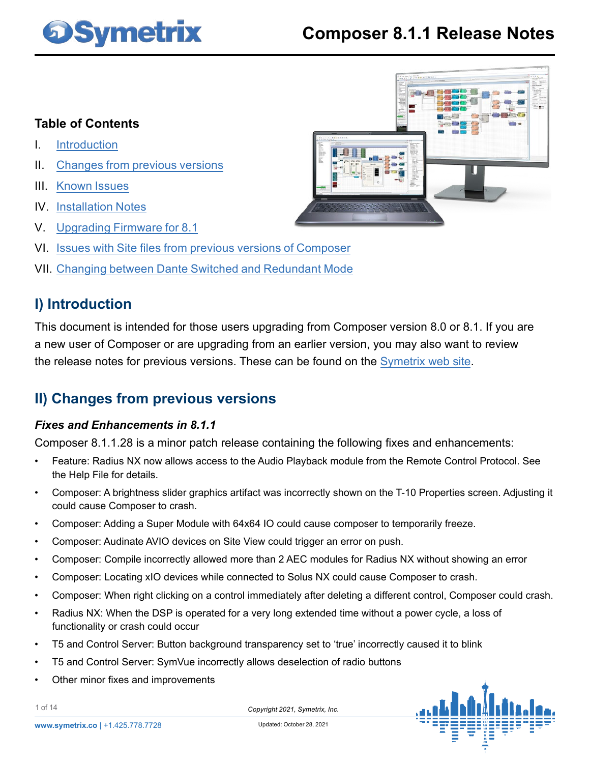# Composer 8.1.1 Release Notes

## Table of Contents

I. Introduction
II. Changes from previous versions
III. Known Issues
IV. Installation Notes
V. Upgrading Firmware for 8.1
VI. Issues with Site files from previous versions of Composer
VII. Changing between Dante Switched and Redundant Mode

## I) Introduction

This document is intended for those users upgrading from Composer version 8.0 or 8.1. If you are a new user of Composer or are upgrading from an earlier version, you may also want to review the release notes for previous versions. These can be found on the Symetrix web site.

## II) Changes from previous versions

### *Fixes and Enhancements in 8.1.1*

Composer 8.1.1.28 is a minor patch release containing the following fixes and enhancements:

- Feature: Radius NX now allows access to the Audio Playback module from the Remote Control Protocol. See the Help File for details.
- Composer: A brightness slider graphics artifact was incorrectly shown on the T-10 Properties screen. Adjusting it could cause Composer to crash.
- Composer: Adding a Super Module with 64x64 IO could cause composer to temporarily freeze.
- Composer: Audinate AVIO devices on Site View could trigger an error on push.
- Composer: Compile incorrectly allowed more than 2 AEC modules for Radius NX without showing an error
- Composer: Locating xIO devices while connected to Solus NX could cause Composer to crash.
- Composer: When right clicking on a control immediately after deleting a different control, Composer could crash.
- Radius NX: When the DSP is operated for a very long extended time without a power cycle, a loss of functionality or crash could occur
- T5 and Control Server: Button background transparency set to ‘true’ incorrectly caused it to blink
- T5 and Control Server: SymVue incorrectly allows deselection of radio buttons
- Other minor fixes and improvements

Copyright 2021, Symetrix, Inc.

www.symetrix.co | +1.425.778.7728

Updated: October 28, 2021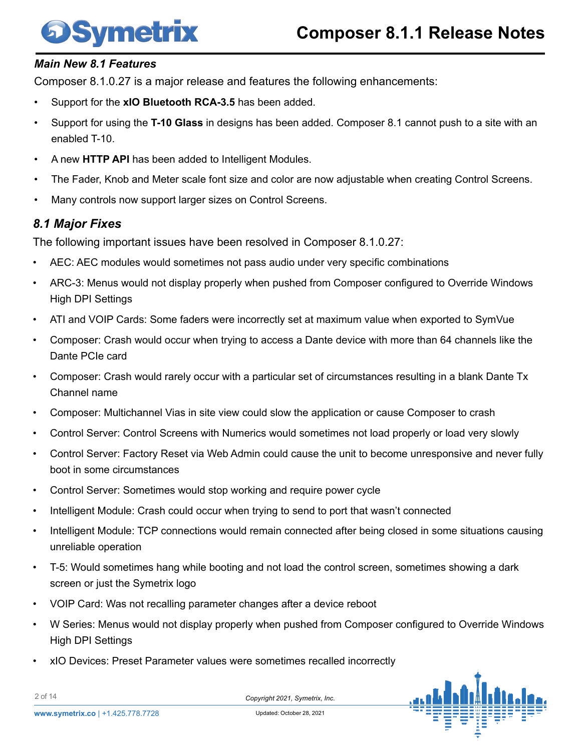### *Main New 8.1 Features*

Composer 8.1.0.27 is a major release and features the following enhancements:

- Support for the **xIO Bluetooth RCA-3.5** has been added.
- Support for using the **T-10 Glass** in designs has been added. Composer 8.1 cannot push to a site with an enabled T-10.
- A new **HTTP API** has been added to Intelligent Modules.
- The Fader, Knob and Meter scale font size and color are now adjustable when creating Control Screens.
- Many controls now support larger sizes on Control Screens.

## *8.1 Major Fixes*

The following important issues have been resolved in Composer 8.1.0.27:

- AEC: AEC modules would sometimes not pass audio under very specific combinations
- ARC-3: Menus would not display properly when pushed from Composer configured to Override Windows High DPI Settings
- ATI and VOIP Cards: Some faders were incorrectly set at maximum value when exported to SymVue
- Composer: Crash would occur when trying to access a Dante device with more than 64 channels like the Dante PCIe card
- Composer: Crash would rarely occur with a particular set of circumstances resulting in a blank Dante Tx Channel name
- Composer: Multichannel Vias in site view could slow the application or cause Composer to crash
- Control Server: Control Screens with Numerics would sometimes not load properly or load very slowly
- Control Server: Factory Reset via Web Admin could cause the unit to become unresponsive and never fully boot in some circumstances
- Control Server: Sometimes would stop working and require power cycle
- Intelligent Module: Crash could occur when trying to send to port that wasn't connected
- Intelligent Module: TCP connections would remain connected after being closed in some situations causing unreliable operation
- T-5: Would sometimes hang while booting and not load the control screen, sometimes showing a dark screen or just the Symetrix logo
- VOIP Card: Was not recalling parameter changes after a device reboot
- W Series: Menus would not display properly when pushed from Composer configured to Override Windows High DPI Settings
- xIO Devices: Preset Parameter values were sometimes recalled incorrectly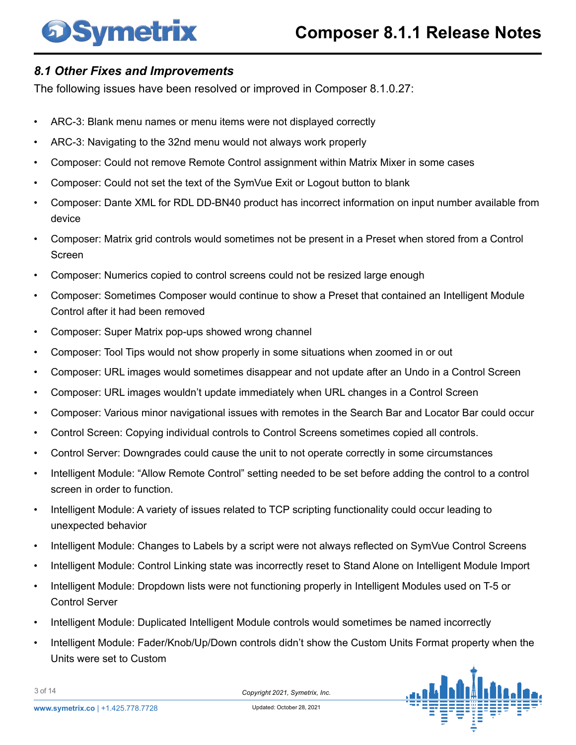### *8.1 Other Fixes and Improvements*

The following issues have been resolved or improved in Composer 8.1.0.27:

- ARC-3: Blank menu names or menu items were not displayed correctly
- ARC-3: Navigating to the 32nd menu would not always work properly
- Composer: Could not remove Remote Control assignment within Matrix Mixer in some cases
- Composer: Could not set the text of the SymVue Exit or Logout button to blank
- Composer: Dante XML for RDL DD-BN40 product has incorrect information on input number available from device
- Composer: Matrix grid controls would sometimes not be present in a Preset when stored from a Control Screen
- Composer: Numerics copied to control screens could not be resized large enough
- Composer: Sometimes Composer would continue to show a Preset that contained an Intelligent Module Control after it had been removed
- Composer: Super Matrix pop-ups showed wrong channel
- Composer: Tool Tips would not show properly in some situations when zoomed in or out
- Composer: URL images would sometimes disappear and not update after an Undo in a Control Screen
- Composer: URL images wouldn't update immediately when URL changes in a Control Screen
- Composer: Various minor navigational issues with remotes in the Search Bar and Locator Bar could occur
- Control Screen: Copying individual controls to Control Screens sometimes copied all controls.
- Control Server: Downgrades could cause the unit to not operate correctly in some circumstances
- Intelligent Module: "Allow Remote Control" setting needed to be set before adding the control to a control screen in order to function.
- Intelligent Module: A variety of issues related to TCP scripting functionality could occur leading to unexpected behavior
- Intelligent Module: Changes to Labels by a script were not always reflected on SymVue Control Screens
- Intelligent Module: Control Linking state was incorrectly reset to Stand Alone on Intelligent Module Import
- Intelligent Module: Dropdown lists were not functioning properly in Intelligent Modules used on T-5 or Control Server
- Intelligent Module: Duplicated Intelligent Module controls would sometimes be named incorrectly
- Intelligent Module: Fader/Knob/Up/Down controls didn't show the Custom Units Format property when the Units were set to Custom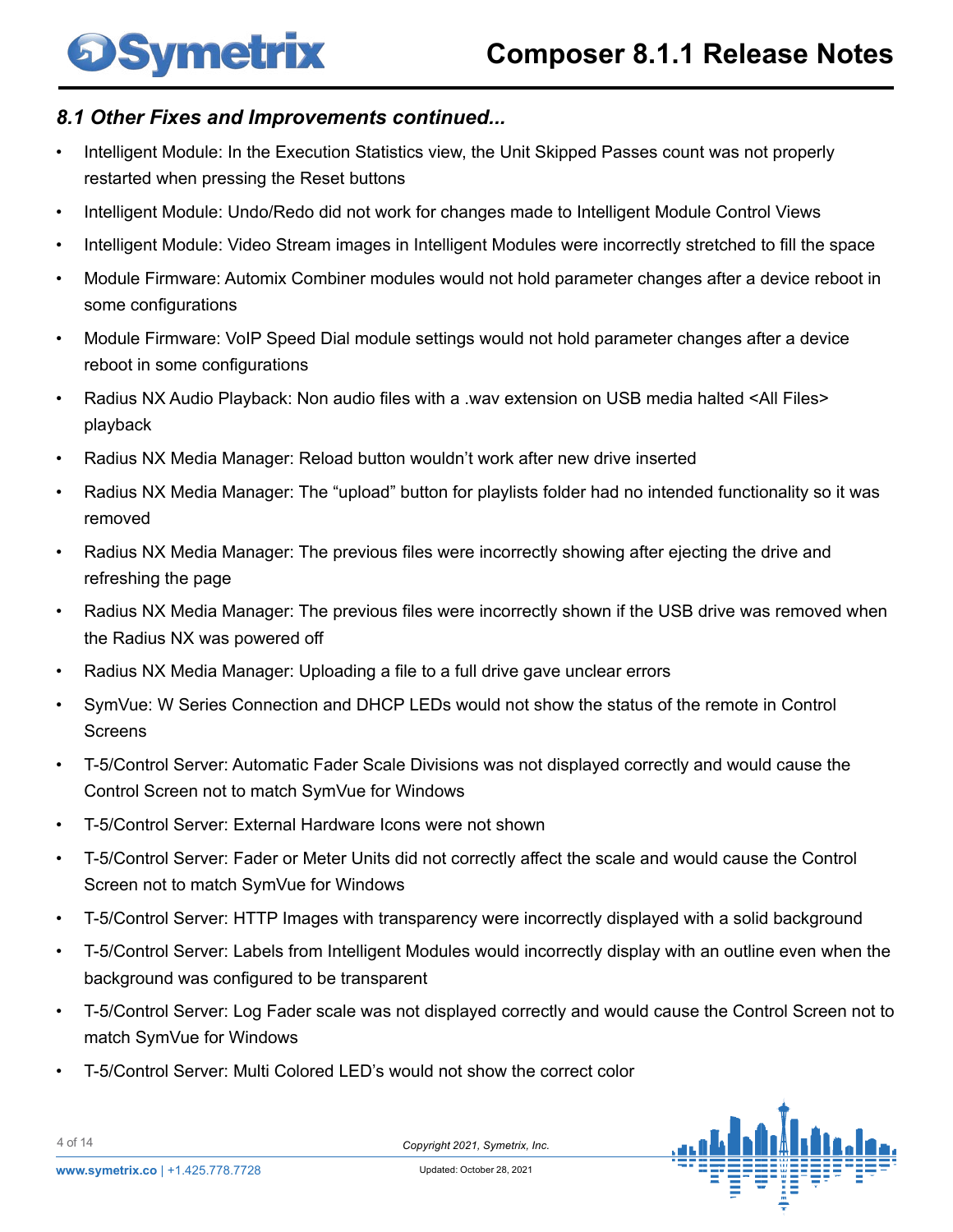### *8.1 Other Fixes and Improvements continued...*

- Intelligent Module: In the Execution Statistics view, the Unit Skipped Passes count was not properly restarted when pressing the Reset buttons
- Intelligent Module: Undo/Redo did not work for changes made to Intelligent Module Control Views
- Intelligent Module: Video Stream images in Intelligent Modules were incorrectly stretched to fill the space
- Module Firmware: Automix Combiner modules would not hold parameter changes after a device reboot in some configurations
- Module Firmware: VoIP Speed Dial module settings would not hold parameter changes after a device reboot in some configurations
- Radius NX Audio Playback: Non audio files with a .wav extension on USB media halted <All Files> playback
- Radius NX Media Manager: Reload button wouldn't work after new drive inserted
- Radius NX Media Manager: The "upload" button for playlists folder had no intended functionality so it was removed
- Radius NX Media Manager: The previous files were incorrectly showing after ejecting the drive and refreshing the page
- Radius NX Media Manager: The previous files were incorrectly shown if the USB drive was removed when the Radius NX was powered off
- Radius NX Media Manager: Uploading a file to a full drive gave unclear errors
- SymVue: W Series Connection and DHCP LEDs would not show the status of the remote in Control Screens
- T-5/Control Server: Automatic Fader Scale Divisions was not displayed correctly and would cause the Control Screen not to match SymVue for Windows
- T-5/Control Server: External Hardware Icons were not shown
- T-5/Control Server: Fader or Meter Units did not correctly affect the scale and would cause the Control Screen not to match SymVue for Windows
- T-5/Control Server: HTTP Images with transparency were incorrectly displayed with a solid background
- T-5/Control Server: Labels from Intelligent Modules would incorrectly display with an outline even when the background was configured to be transparent
- T-5/Control Server: Log Fader scale was not displayed correctly and would cause the Control Screen not to match SymVue for Windows
- T-5/Control Server: Multi Colored LED's would not show the correct color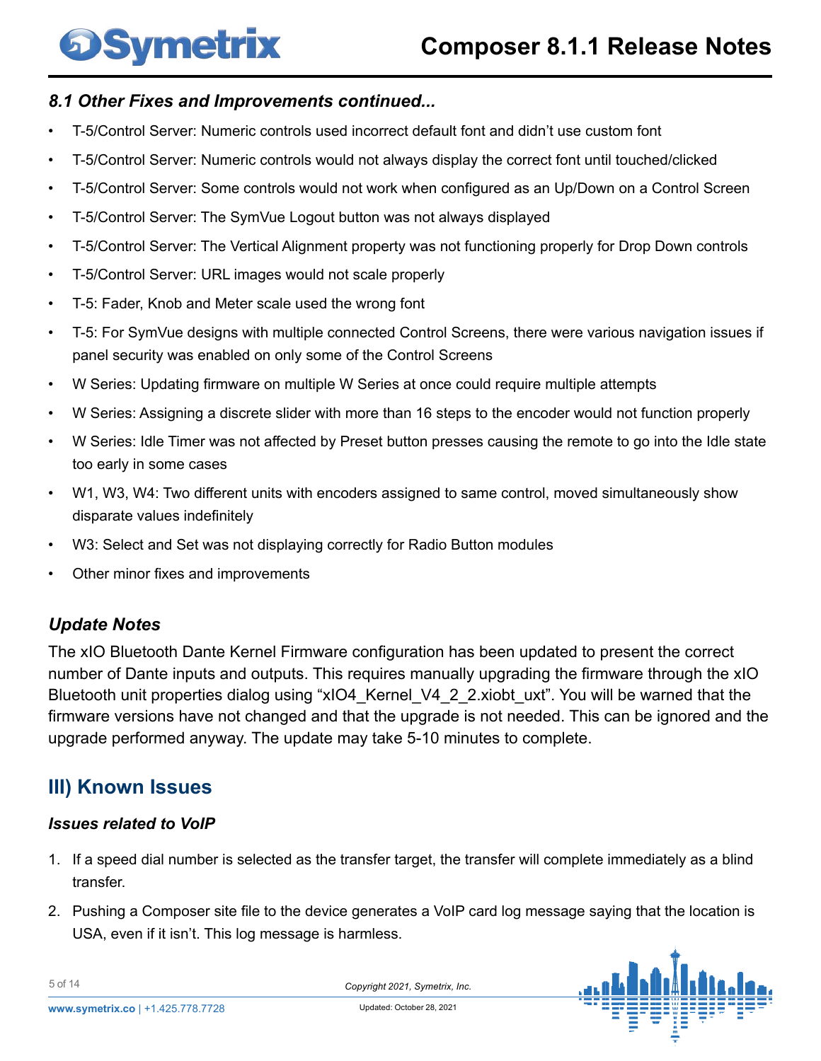### *8.1 Other Fixes and Improvements continued...*

- T-5/Control Server: Numeric controls used incorrect default font and didn't use custom font
- T-5/Control Server: Numeric controls would not always display the correct font until touched/clicked
- T-5/Control Server: Some controls would not work when configured as an Up/Down on a Control Screen
- T-5/Control Server: The SymVue Logout button was not always displayed
- T-5/Control Server: The Vertical Alignment property was not functioning properly for Drop Down controls
- T-5/Control Server: URL images would not scale properly
- T-5: Fader, Knob and Meter scale used the wrong font
- T-5: For SymVue designs with multiple connected Control Screens, there were various navigation issues if panel security was enabled on only some of the Control Screens
- W Series: Updating firmware on multiple W Series at once could require multiple attempts
- W Series: Assigning a discrete slider with more than 16 steps to the encoder would not function properly
- W Series: Idle Timer was not affected by Preset button presses causing the remote to go into the Idle state too early in some cases
- W1, W3, W4: Two different units with encoders assigned to same control, moved simultaneously show disparate values indefinitely
- W3: Select and Set was not displaying correctly for Radio Button modules
- Other minor fixes and improvements

### *Update Notes*

The xIO Bluetooth Dante Kernel Firmware configuration has been updated to present the correct number of Dante inputs and outputs. This requires manually upgrading the firmware through the xIO Bluetooth unit properties dialog using "xIO4_Kernel_V4_2_2.xiobt_uxt". You will be warned that the firmware versions have not changed and that the upgrade is not needed. This can be ignored and the upgrade performed anyway. The update may take 5-10 minutes to complete.

## III) Known Issues

### *Issues related to VoIP*

1. If a speed dial number is selected as the transfer target, the transfer will complete immediately as a blind transfer.
2. Pushing a Composer site file to the device generates a VoIP card log message saying that the location is USA, even if it isn't. This log message is harmless.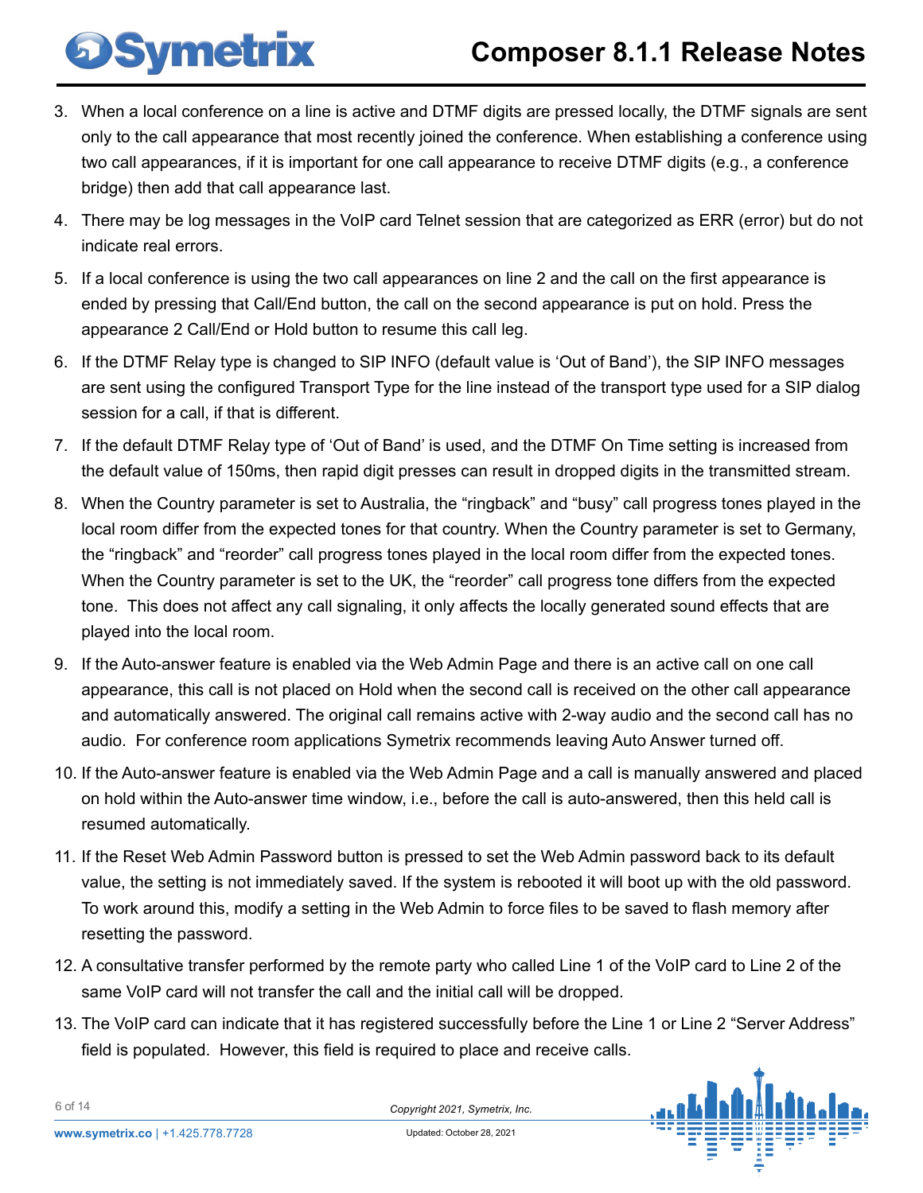3. When a local conference on a line is active and DTMF digits are pressed locally, the DTMF signals are sent only to the call appearance that most recently joined the conference. When establishing a conference using two call appearances, if it is important for one call appearance to receive DTMF digits (e.g., a conference bridge) then add that call appearance last.
4. There may be log messages in the VoIP card Telnet session that are categorized as ERR (error) but do not indicate real errors.
5. If a local conference is using the two call appearances on line 2 and the call on the first appearance is ended by pressing that Call/End button, the call on the second appearance is put on hold. Press the appearance 2 Call/End or Hold button to resume this call leg.
6. If the DTMF Relay type is changed to SIP INFO (default value is 'Out of Band'), the SIP INFO messages are sent using the configured Transport Type for the line instead of the transport type used for a SIP dialog session for a call, if that is different.
7. If the default DTMF Relay type of 'Out of Band' is used, and the DTMF On Time setting is increased from the default value of 150ms, then rapid digit presses can result in dropped digits in the transmitted stream.
8. When the Country parameter is set to Australia, the "ringback" and "busy" call progress tones played in the local room differ from the expected tones for that country. When the Country parameter is set to Germany, the "ringback" and "reorder" call progress tones played in the local room differ from the expected tones. When the Country parameter is set to the UK, the "reorder" call progress tone differs from the expected tone. This does not affect any call signaling, it only affects the locally generated sound effects that are played into the local room.
9. If the Auto-answer feature is enabled via the Web Admin Page and there is an active call on one call appearance, this call is not placed on Hold when the second call is received on the other call appearance and automatically answered. The original call remains active with 2-way audio and the second call has no audio. For conference room applications Symetrix recommends leaving Auto Answer turned off.
10. If the Auto-answer feature is enabled via the Web Admin Page and a call is manually answered and placed on hold within the Auto-answer time window, i.e., before the call is auto-answered, then this held call is resumed automatically.
11. If the Reset Web Admin Password button is pressed to set the Web Admin password back to its default value, the setting is not immediately saved. If the system is rebooted it will boot up with the old password. To work around this, modify a setting in the Web Admin to force files to be saved to flash memory after resetting the password.
12. A consultative transfer performed by the remote party who called Line 1 of the VoIP card to Line 2 of the same VoIP card will not transfer the call and the initial call will be dropped.
13. The VoIP card can indicate that it has registered successfully before the Line 1 or Line 2 "Server Address" field is populated. However, this field is required to place and receive calls.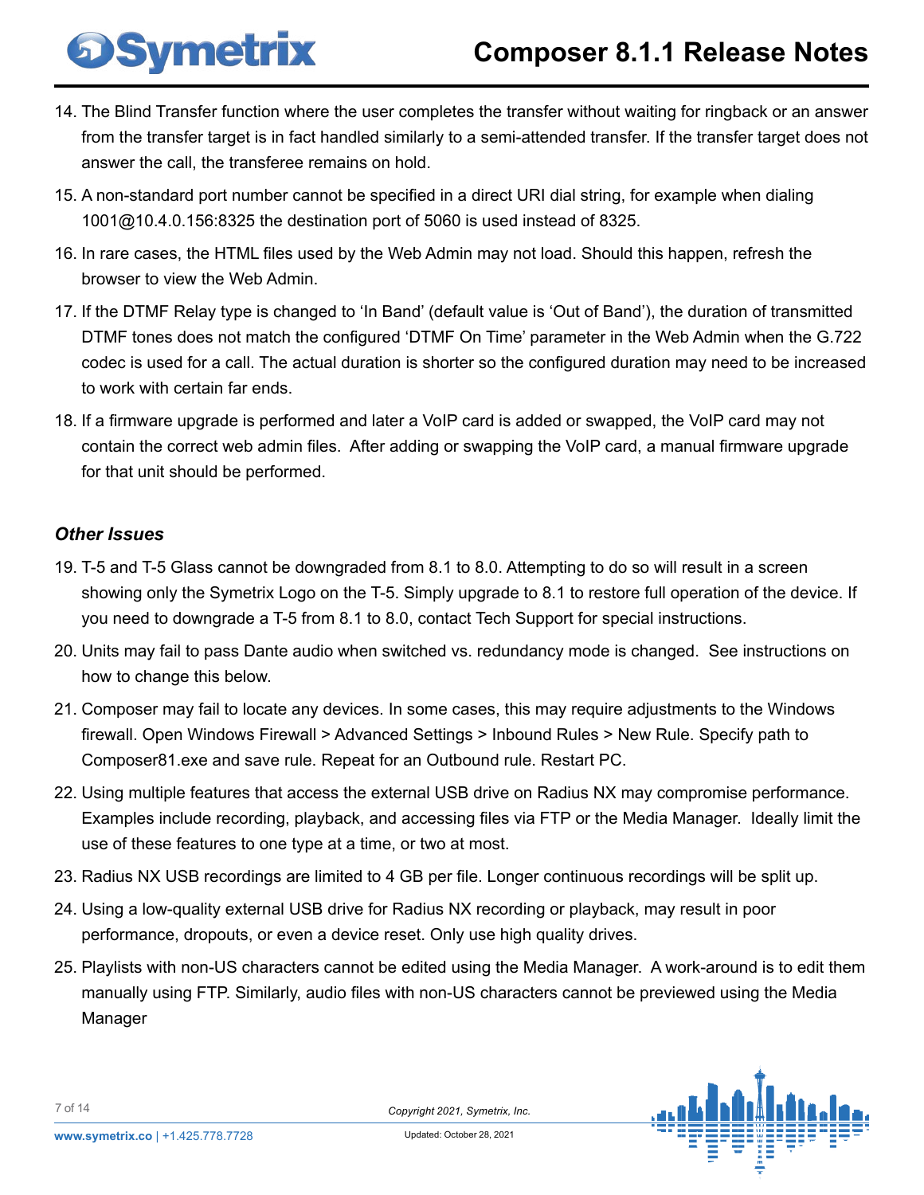14. The Blind Transfer function where the user completes the transfer without waiting for ringback or an answer from the transfer target is in fact handled similarly to a semi-attended transfer. If the transfer target does not answer the call, the transferee remains on hold.
15. A non-standard port number cannot be specified in a direct URI dial string, for example when dialing 1001@10.4.0.156:8325 the destination port of 5060 is used instead of 8325.
16. In rare cases, the HTML files used by the Web Admin may not load. Should this happen, refresh the browser to view the Web Admin.
17. If the DTMF Relay type is changed to 'In Band' (default value is 'Out of Band'), the duration of transmitted DTMF tones does not match the configured 'DTMF On Time' parameter in the Web Admin when the G.722 codec is used for a call. The actual duration is shorter so the configured duration may need to be increased to work with certain far ends.
18. If a firmware upgrade is performed and later a VoIP card is added or swapped, the VoIP card may not contain the correct web admin files.  After adding or swapping the VoIP card, a manual firmware upgrade for that unit should be performed.

### *Other Issues*

19. T-5 and T-5 Glass cannot be downgraded from 8.1 to 8.0. Attempting to do so will result in a screen showing only the Symetrix Logo on the T-5. Simply upgrade to 8.1 to restore full operation of the device. If you need to downgrade a T-5 from 8.1 to 8.0, contact Tech Support for special instructions.
20. Units may fail to pass Dante audio when switched vs. redundancy mode is changed.  See instructions on how to change this below.
21. Composer may fail to locate any devices. In some cases, this may require adjustments to the Windows firewall. Open Windows Firewall > Advanced Settings > Inbound Rules > New Rule. Specify path to Composer81.exe and save rule. Repeat for an Outbound rule. Restart PC.
22. Using multiple features that access the external USB drive on Radius NX may compromise performance. Examples include recording, playback, and accessing files via FTP or the Media Manager.  Ideally limit the use of these features to one type at a time, or two at most.
23. Radius NX USB recordings are limited to 4 GB per file. Longer continuous recordings will be split up.
24. Using a low-quality external USB drive for Radius NX recording or playback, may result in poor performance, dropouts, or even a device reset. Only use high quality drives.
25. Playlists with non-US characters cannot be edited using the Media Manager.  A work-around is to edit them manually using FTP. Similarly, audio files with non-US characters cannot be previewed using the Media Manager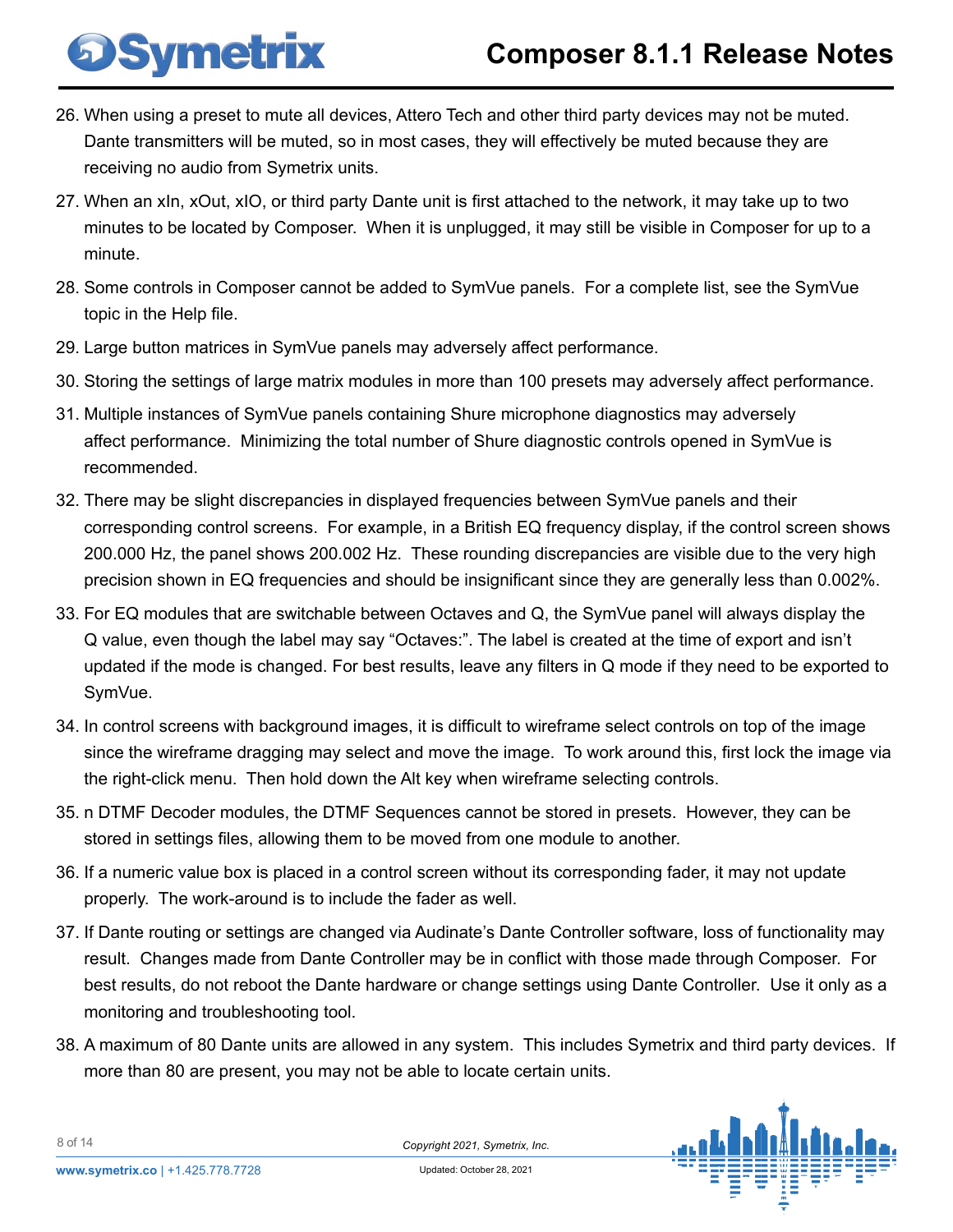26. When using a preset to mute all devices, Attero Tech and other third party devices may not be muted. Dante transmitters will be muted, so in most cases, they will effectively be muted because they are receiving no audio from Symetrix units.
27. When an xIn, xOut, xIO, or third party Dante unit is first attached to the network, it may take up to two minutes to be located by Composer. When it is unplugged, it may still be visible in Composer for up to a minute.
28. Some controls in Composer cannot be added to SymVue panels. For a complete list, see the SymVue topic in the Help file.
29. Large button matrices in SymVue panels may adversely affect performance.
30. Storing the settings of large matrix modules in more than 100 presets may adversely affect performance.
31. Multiple instances of SymVue panels containing Shure microphone diagnostics may adversely affect performance. Minimizing the total number of Shure diagnostic controls opened in SymVue is recommended.
32. There may be slight discrepancies in displayed frequencies between SymVue panels and their corresponding control screens. For example, in a British EQ frequency display, if the control screen shows 200.000 Hz, the panel shows 200.002 Hz. These rounding discrepancies are visible due to the very high precision shown in EQ frequencies and should be insignificant since they are generally less than 0.002%.
33. For EQ modules that are switchable between Octaves and Q, the SymVue panel will always display the Q value, even though the label may say "Octaves:". The label is created at the time of export and isn't updated if the mode is changed. For best results, leave any filters in Q mode if they need to be exported to SymVue.
34. In control screens with background images, it is difficult to wireframe select controls on top of the image since the wireframe dragging may select and move the image. To work around this, first lock the image via the right-click menu. Then hold down the Alt key when wireframe selecting controls.
35. n DTMF Decoder modules, the DTMF Sequences cannot be stored in presets. However, they can be stored in settings files, allowing them to be moved from one module to another.
36. If a numeric value box is placed in a control screen without its corresponding fader, it may not update properly. The work-around is to include the fader as well.
37. If Dante routing or settings are changed via Audinate's Dante Controller software, loss of functionality may result. Changes made from Dante Controller may be in conflict with those made through Composer. For best results, do not reboot the Dante hardware or change settings using Dante Controller. Use it only as a monitoring and troubleshooting tool.
38. A maximum of 80 Dante units are allowed in any system. This includes Symetrix and third party devices. If more than 80 are present, you may not be able to locate certain units.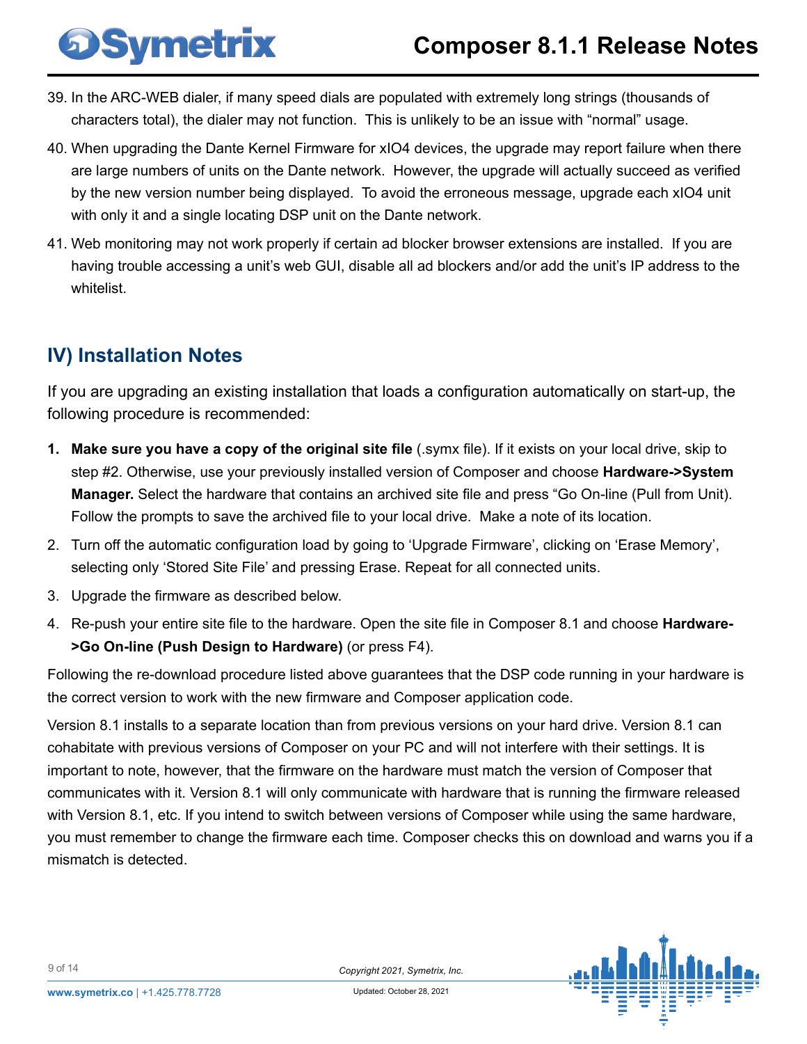39. In the ARC-WEB dialer, if many speed dials are populated with extremely long strings (thousands of characters total), the dialer may not function. This is unlikely to be an issue with "normal" usage.
40. When upgrading the Dante Kernel Firmware for xIO4 devices, the upgrade may report failure when there are large numbers of units on the Dante network. However, the upgrade will actually succeed as verified by the new version number being displayed. To avoid the erroneous message, upgrade each xIO4 unit with only it and a single locating DSP unit on the Dante network.
41. Web monitoring may not work properly if certain ad blocker browser extensions are installed. If you are having trouble accessing a unit's web GUI, disable all ad blockers and/or add the unit's IP address to the whitelist.

## IV) Installation Notes

If you are upgrading an existing installation that loads a configuration automatically on start-up, the following procedure is recommended:

1. **Make sure you have a copy of the original site file** (.symx file). If it exists on your local drive, skip to step #2. Otherwise, use your previously installed version of Composer and choose **Hardware->System Manager.** Select the hardware that contains an archived site file and press "Go On-line (Pull from Unit). Follow the prompts to save the archived file to your local drive. Make a note of its location.
2. Turn off the automatic configuration load by going to 'Upgrade Firmware', clicking on 'Erase Memory', selecting only 'Stored Site File' and pressing Erase. Repeat for all connected units.
3. Upgrade the firmware as described below.
4. Re-push your entire site file to the hardware. Open the site file in Composer 8.1 and choose **Hardware->Go On-line (Push Design to Hardware)** (or press F4).

Following the re-download procedure listed above guarantees that the DSP code running in your hardware is the correct version to work with the new firmware and Composer application code.

Version 8.1 installs to a separate location than from previous versions on your hard drive. Version 8.1 can cohabitate with previous versions of Composer on your PC and will not interfere with their settings. It is important to note, however, that the firmware on the hardware must match the version of Composer that communicates with it. Version 8.1 will only communicate with hardware that is running the firmware released with Version 8.1, etc. If you intend to switch between versions of Composer while using the same hardware, you must remember to change the firmware each time. Composer checks this on download and warns you if a mismatch is detected.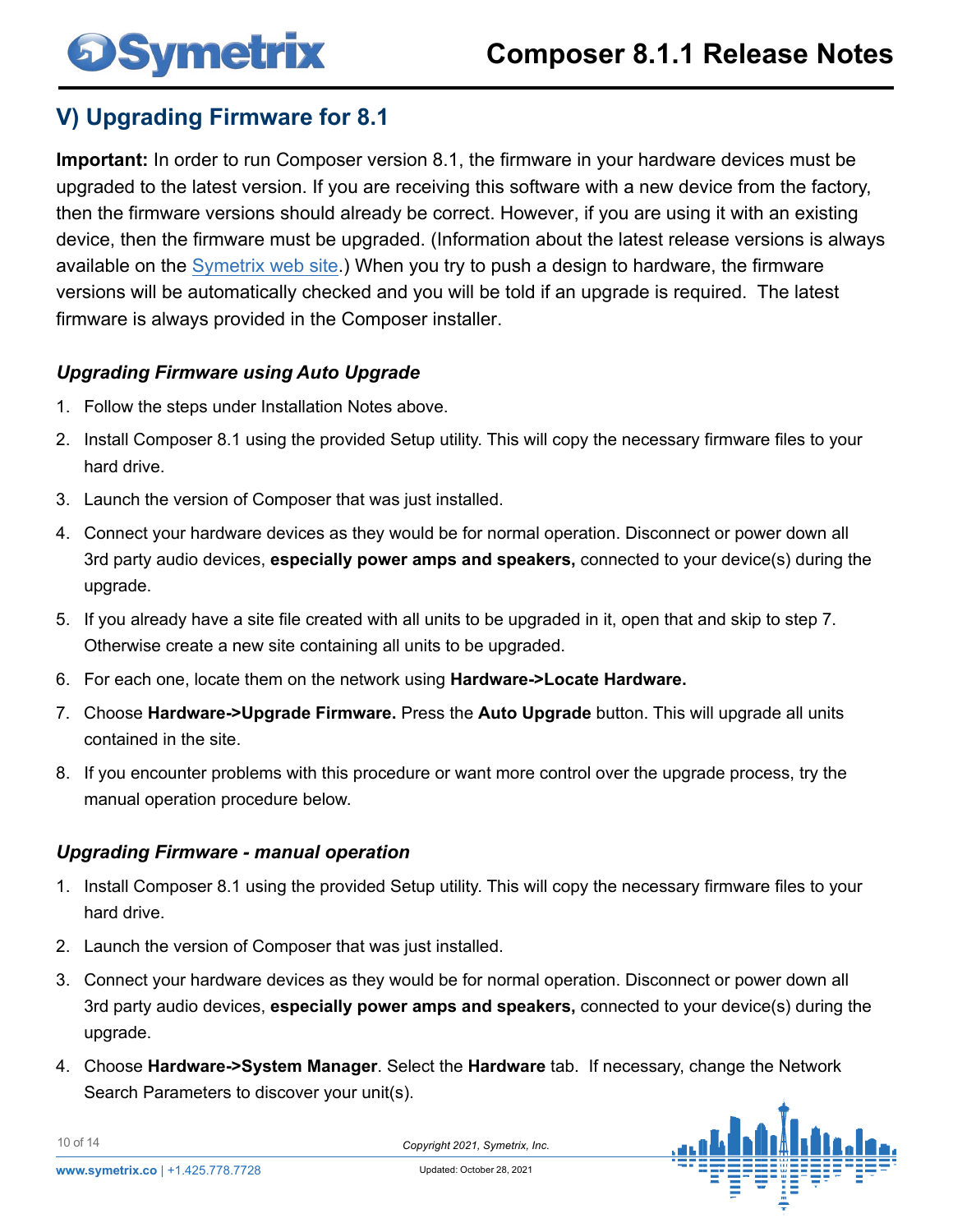## V) Upgrading Firmware for 8.1

**Important:** In order to run Composer version 8.1, the firmware in your hardware devices must be upgraded to the latest version. If you are receiving this software with a new device from the factory, then the firmware versions should already be correct. However, if you are using it with an existing device, then the firmware must be upgraded. (Information about the latest release versions is always available on the Symetrix web site.) When you try to push a design to hardware, the firmware versions will be automatically checked and you will be told if an upgrade is required. The latest firmware is always provided in the Composer installer.

### *Upgrading Firmware using Auto Upgrade*

1. Follow the steps under Installation Notes above.
2. Install Composer 8.1 using the provided Setup utility. This will copy the necessary firmware files to your hard drive.
3. Launch the version of Composer that was just installed.
4. Connect your hardware devices as they would be for normal operation. Disconnect or power down all 3rd party audio devices, **especially power amps and speakers,** connected to your device(s) during the upgrade.
5. If you already have a site file created with all units to be upgraded in it, open that and skip to step 7. Otherwise create a new site containing all units to be upgraded.
6. For each one, locate them on the network using **Hardware->Locate Hardware.**
7. Choose **Hardware->Upgrade Firmware.** Press the **Auto Upgrade** button. This will upgrade all units contained in the site.
8. If you encounter problems with this procedure or want more control over the upgrade process, try the manual operation procedure below.

### *Upgrading Firmware - manual operation*

1. Install Composer 8.1 using the provided Setup utility. This will copy the necessary firmware files to your hard drive.
2. Launch the version of Composer that was just installed.
3. Connect your hardware devices as they would be for normal operation. Disconnect or power down all 3rd party audio devices, **especially power amps and speakers,** connected to your device(s) during the upgrade.
4. Choose **Hardware->System Manager**. Select the **Hardware** tab. If necessary, change the Network Search Parameters to discover your unit(s).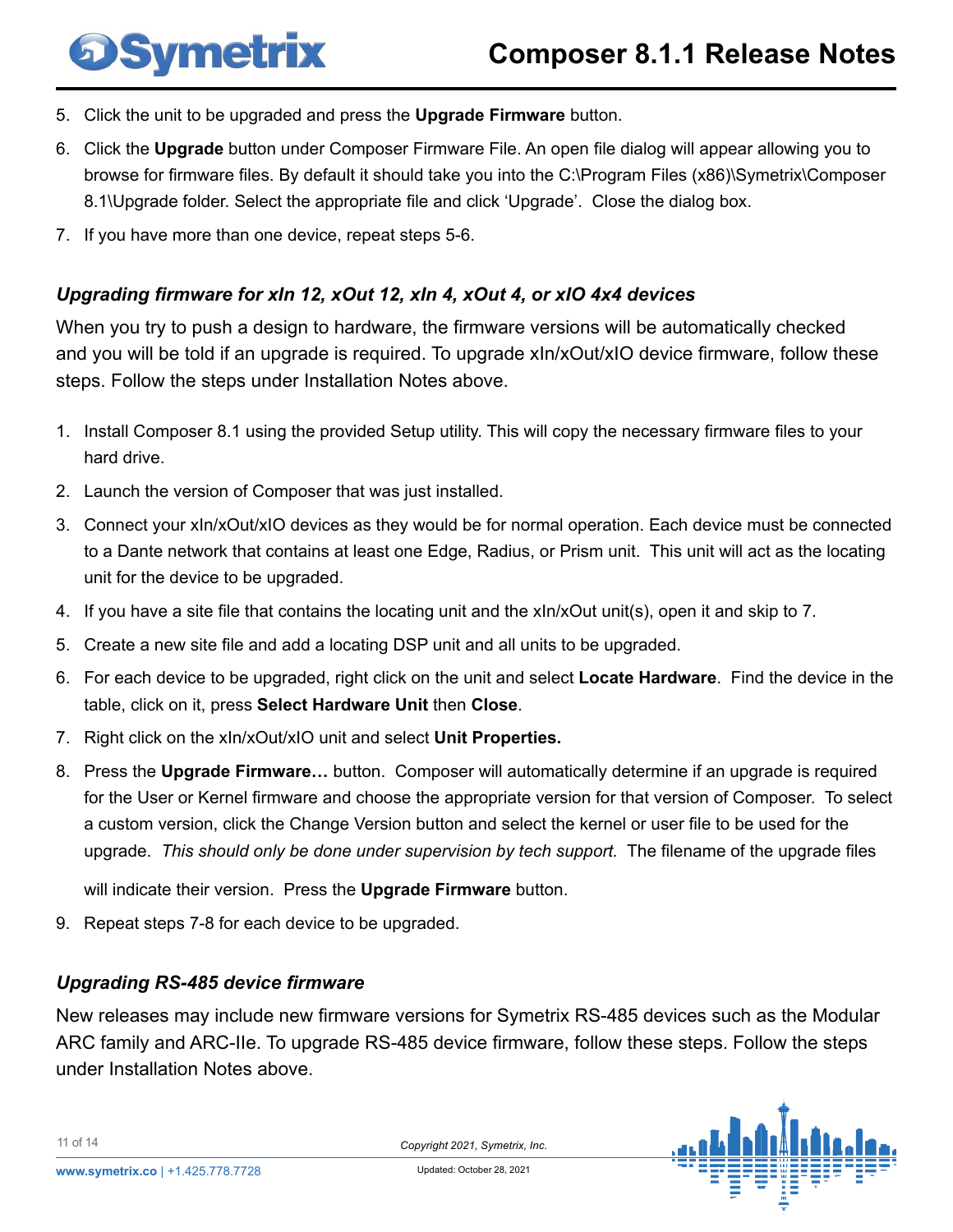5. Click the unit to be upgraded and press the **Upgrade Firmware** button.
6. Click the **Upgrade** button under Composer Firmware File. An open file dialog will appear allowing you to browse for firmware files. By default it should take you into the C:\Program Files (x86)\Symetrix\Composer 8.1\Upgrade folder. Select the appropriate file and click 'Upgrade'. Close the dialog box.
7. If you have more than one device, repeat steps 5-6.

### *Upgrading firmware for xIn 12, xOut 12, xIn 4, xOut 4, or xIO 4x4 devices*

When you try to push a design to hardware, the firmware versions will be automatically checked and you will be told if an upgrade is required. To upgrade xIn/xOut/xIO device firmware, follow these steps. Follow the steps under Installation Notes above.

1. Install Composer 8.1 using the provided Setup utility. This will copy the necessary firmware files to your hard drive.
2. Launch the version of Composer that was just installed.
3. Connect your xIn/xOut/xIO devices as they would be for normal operation. Each device must be connected to a Dante network that contains at least one Edge, Radius, or Prism unit. This unit will act as the locating unit for the device to be upgraded.
4. If you have a site file that contains the locating unit and the xIn/xOut unit(s), open it and skip to 7.
5. Create a new site file and add a locating DSP unit and all units to be upgraded.
6. For each device to be upgraded, right click on the unit and select **Locate Hardware**. Find the device in the table, click on it, press **Select Hardware Unit** then **Close**.
7. Right click on the xIn/xOut/xIO unit and select **Unit Properties.**
8. Press the **Upgrade Firmware…** button. Composer will automatically determine if an upgrade is required for the User or Kernel firmware and choose the appropriate version for that version of Composer. To select a custom version, click the Change Version button and select the kernel or user file to be used for the upgrade. *This should only be done under supervision by tech support.* The filename of the upgrade files will indicate their version. Press the **Upgrade Firmware** button.
9. Repeat steps 7-8 for each device to be upgraded.

### *Upgrading RS-485 device firmware*

New releases may include new firmware versions for Symetrix RS-485 devices such as the Modular ARC family and ARC-IIe. To upgrade RS-485 device firmware, follow these steps. Follow the steps under Installation Notes above.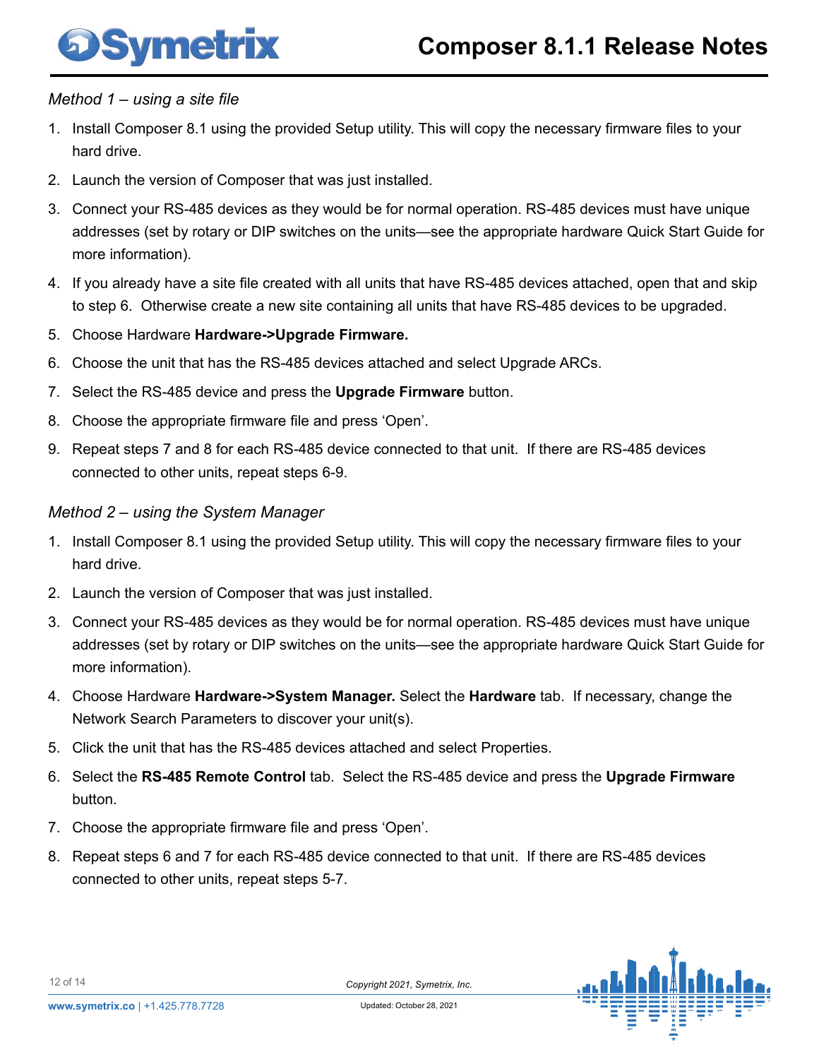*Method 1 – using a site file*

1. Install Composer 8.1 using the provided Setup utility. This will copy the necessary firmware files to your hard drive.
2. Launch the version of Composer that was just installed.
3. Connect your RS-485 devices as they would be for normal operation. RS-485 devices must have unique addresses (set by rotary or DIP switches on the units—see the appropriate hardware Quick Start Guide for more information).
4. If you already have a site file created with all units that have RS-485 devices attached, open that and skip to step 6. Otherwise create a new site containing all units that have RS-485 devices to be upgraded.
5. Choose Hardware **Hardware->Upgrade Firmware.**
6. Choose the unit that has the RS-485 devices attached and select Upgrade ARCs.
7. Select the RS-485 device and press the **Upgrade Firmware** button.
8. Choose the appropriate firmware file and press 'Open'.
9. Repeat steps 7 and 8 for each RS-485 device connected to that unit. If there are RS-485 devices connected to other units, repeat steps 6-9.

*Method 2 – using the System Manager*

1. Install Composer 8.1 using the provided Setup utility. This will copy the necessary firmware files to your hard drive.
2. Launch the version of Composer that was just installed.
3. Connect your RS-485 devices as they would be for normal operation. RS-485 devices must have unique addresses (set by rotary or DIP switches on the units—see the appropriate hardware Quick Start Guide for more information).
4. Choose Hardware **Hardware->System Manager.** Select the **Hardware** tab. If necessary, change the Network Search Parameters to discover your unit(s).
5. Click the unit that has the RS-485 devices attached and select Properties.
6. Select the **RS-485 Remote Control** tab. Select the RS-485 device and press the **Upgrade Firmware** button.
7. Choose the appropriate firmware file and press 'Open'.
8. Repeat steps 6 and 7 for each RS-485 device connected to that unit. If there are RS-485 devices connected to other units, repeat steps 5-7.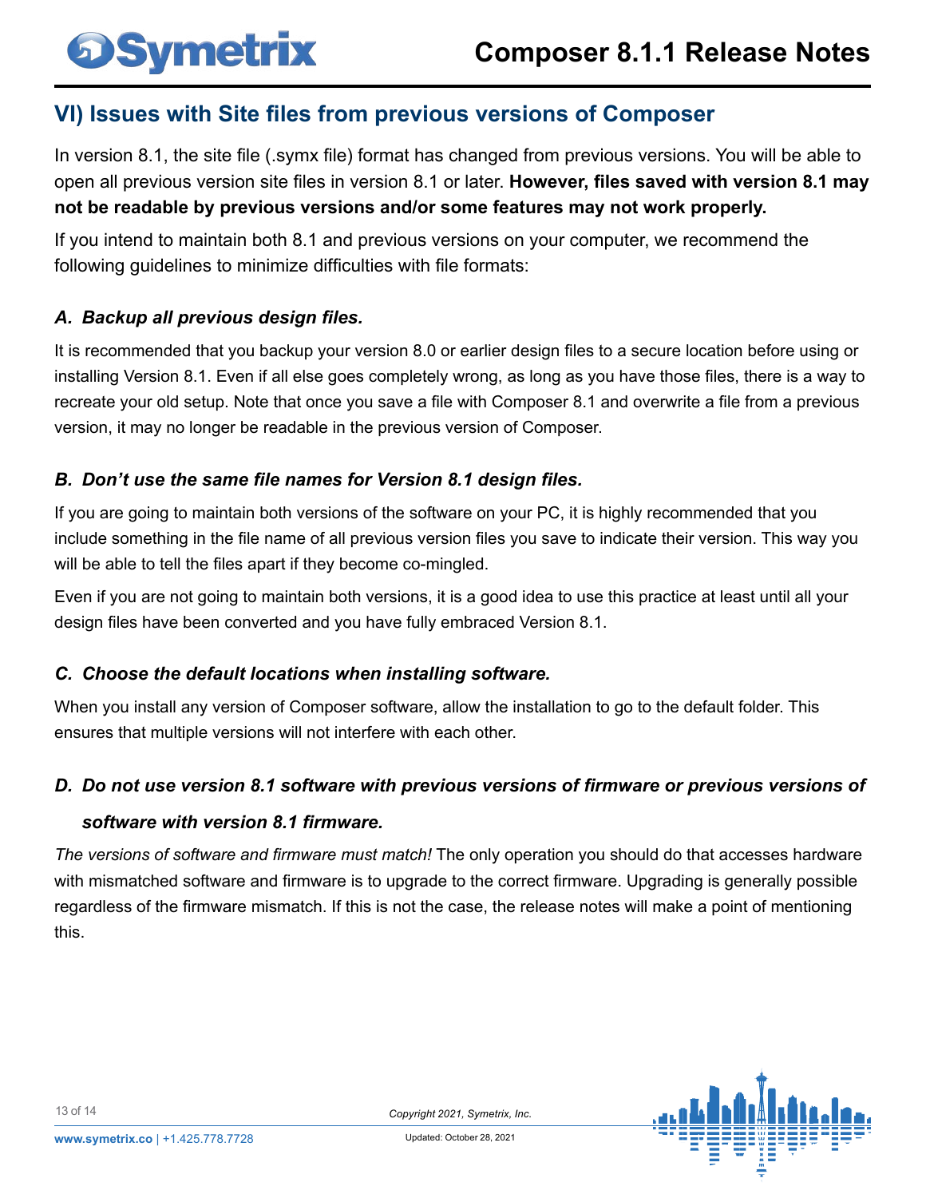## VI) Issues with Site files from previous versions of Composer

In version 8.1, the site file (.symx file) format has changed from previous versions. You will be able to open all previous version site files in version 8.1 or later. **However, files saved with version 8.1 may not be readable by previous versions and/or some features may not work properly.**

If you intend to maintain both 8.1 and previous versions on your computer, we recommend the following guidelines to minimize difficulties with file formats:

### *A. Backup all previous design files.*

It is recommended that you backup your version 8.0 or earlier design files to a secure location before using or installing Version 8.1. Even if all else goes completely wrong, as long as you have those files, there is a way to recreate your old setup. Note that once you save a file with Composer 8.1 and overwrite a file from a previous version, it may no longer be readable in the previous version of Composer.

### *B. Don't use the same file names for Version 8.1 design files.*

If you are going to maintain both versions of the software on your PC, it is highly recommended that you include something in the file name of all previous version files you save to indicate their version. This way you will be able to tell the files apart if they become co-mingled.

Even if you are not going to maintain both versions, it is a good idea to use this practice at least until all your design files have been converted and you have fully embraced Version 8.1.

### *C. Choose the default locations when installing software.*

When you install any version of Composer software, allow the installation to go to the default folder. This ensures that multiple versions will not interfere with each other.

### *D. Do not use version 8.1 software with previous versions of firmware or previous versions of software with version 8.1 firmware.*

*The versions of software and firmware must match!* The only operation you should do that accesses hardware with mismatched software and firmware is to upgrade to the correct firmware. Upgrading is generally possible regardless of the firmware mismatch. If this is not the case, the release notes will make a point of mentioning this.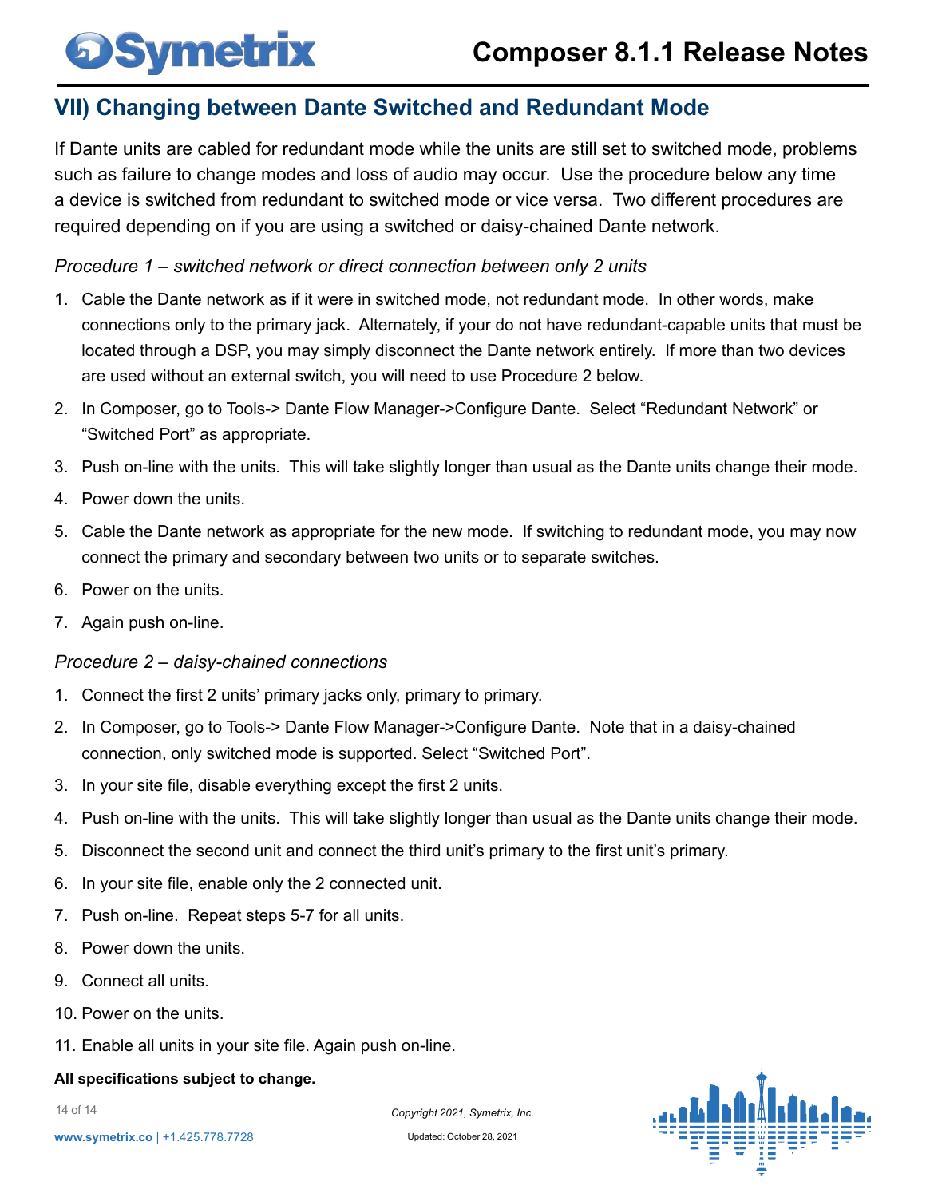## VII) Changing between Dante Switched and Redundant Mode

If Dante units are cabled for redundant mode while the units are still set to switched mode, problems such as failure to change modes and loss of audio may occur. Use the procedure below any time a device is switched from redundant to switched mode or vice versa. Two different procedures are required depending on if you are using a switched or daisy-chained Dante network.

*Procedure 1 – switched network or direct connection between only 2 units*

1. Cable the Dante network as if it were in switched mode, not redundant mode. In other words, make connections only to the primary jack. Alternately, if your do not have redundant-capable units that must be located through a DSP, you may simply disconnect the Dante network entirely. If more than two devices are used without an external switch, you will need to use Procedure 2 below.
2. In Composer, go to Tools-> Dante Flow Manager->Configure Dante. Select "Redundant Network" or "Switched Port" as appropriate.
3. Push on-line with the units. This will take slightly longer than usual as the Dante units change their mode.
4. Power down the units.
5. Cable the Dante network as appropriate for the new mode. If switching to redundant mode, you may now connect the primary and secondary between two units or to separate switches.
6. Power on the units.
7. Again push on-line.

*Procedure 2 – daisy-chained connections*

1. Connect the first 2 units' primary jacks only, primary to primary.
2. In Composer, go to Tools-> Dante Flow Manager->Configure Dante. Note that in a daisy-chained connection, only switched mode is supported. Select "Switched Port".
3. In your site file, disable everything except the first 2 units.
4. Push on-line with the units. This will take slightly longer than usual as the Dante units change their mode.
5. Disconnect the second unit and connect the third unit's primary to the first unit's primary.
6. In your site file, enable only the 2 connected unit.
7. Push on-line. Repeat steps 5-7 for all units.
8. Power down the units.
9. Connect all units.
10. Power on the units.
11. Enable all units in your site file. Again push on-line.

**All specifications subject to change.**

Copyright 2021, Symetrix, Inc.

www.symetrix.co | +1.425.778.7728

Updated: October 28, 2021